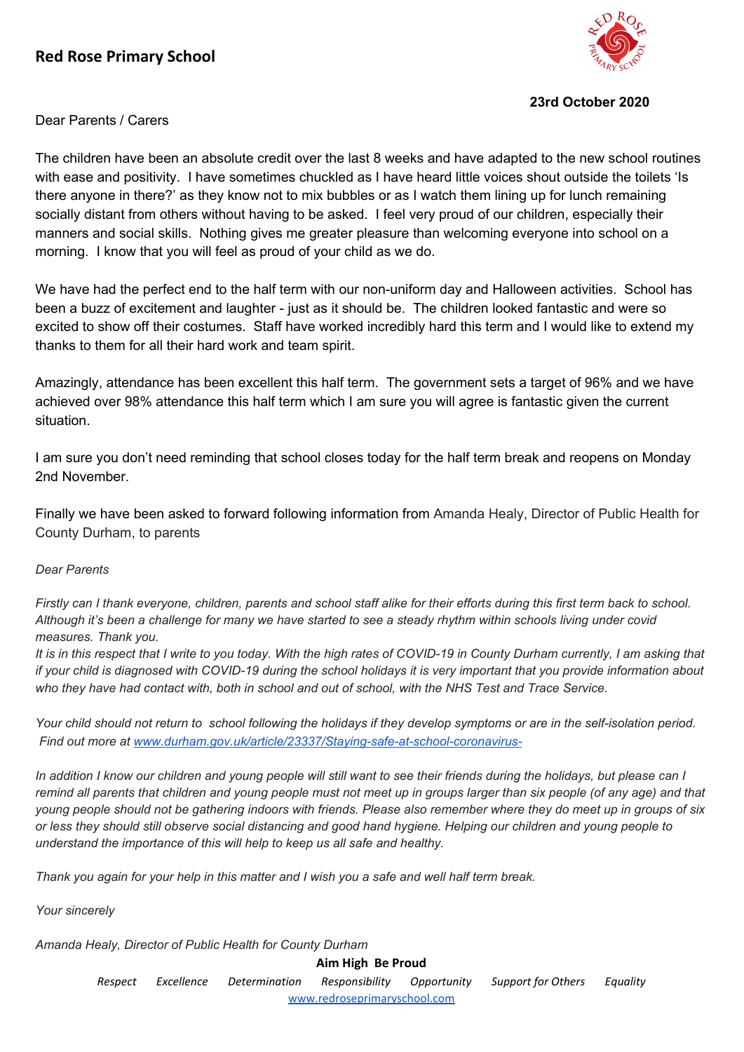# Red Rose Primary School

**23rd October 2020**

Dear Parents / Carers

The children have been an absolute credit over the last 8 weeks and have adapted to the new school routines with ease and positivity. I have sometimes chuckled as I have heard little voices shout outside the toilets 'Is there anyone in there?' as they know not to mix bubbles or as I watch them lining up for lunch remaining socially distant from others without having to be asked. I feel very proud of our children, especially their manners and social skills. Nothing gives me greater pleasure than welcoming everyone into school on a morning. I know that you will feel as proud of your child as we do.

We have had the perfect end to the half term with our non-uniform day and Halloween activities. School has been a buzz of excitement and laughter - just as it should be. The children looked fantastic and were so excited to show off their costumes. Staff have worked incredibly hard this term and I would like to extend my thanks to them for all their hard work and team spirit.

Amazingly, attendance has been excellent this half term. The government sets a target of 96% and we have achieved over 98% attendance this half term which I am sure you will agree is fantastic given the current situation.

I am sure you don't need reminding that school closes today for the half term break and reopens on Monday 2nd November.

Finally we have been asked to forward following information from Amanda Healy, Director of Public Health for County Durham, to parents

*Dear Parents*

*Firstly can I thank everyone, children, parents and school staff alike for their efforts during this first term back to school. Although it's been a challenge for many we have started to see a steady rhythm within schools living under covid measures. Thank you.*
*It is in this respect that I write to you today. With the high rates of COVID-19 in County Durham currently, I am asking that if your child is diagnosed with COVID-19 during the school holidays it is very important that you provide information about who they have had contact with, both in school and out of school, with the NHS Test and Trace Service.*

*Your child should not return to school following the holidays if they develop symptoms or are in the self-isolation period. Find out more at [www.durham.gov.uk/article/23337/Staying-safe-at-school-coronavirus-](www.durham.gov.uk/article/23337/Staying-safe-at-school-coronavirus-)*

*In addition I know our children and young people will still want to see their friends during the holidays, but please can I remind all parents that children and young people must not meet up in groups larger than six people (of any age) and that young people should not be gathering indoors with friends. Please also remember where they do meet up in groups of six or less they should still observe social distancing and good hand hygiene. Helping our children and young people to understand the importance of this will help to keep us all safe and healthy.*

*Thank you again for your help in this matter and I wish you a safe and well half term break.*

*Your sincerely*

*Amanda Healy, Director of Public Health for County Durham*

**Aim High Be Proud**

*Respect Excellence Determination Responsibility Opportunity Support for Others Equality*

www.redroseprimaryschool.com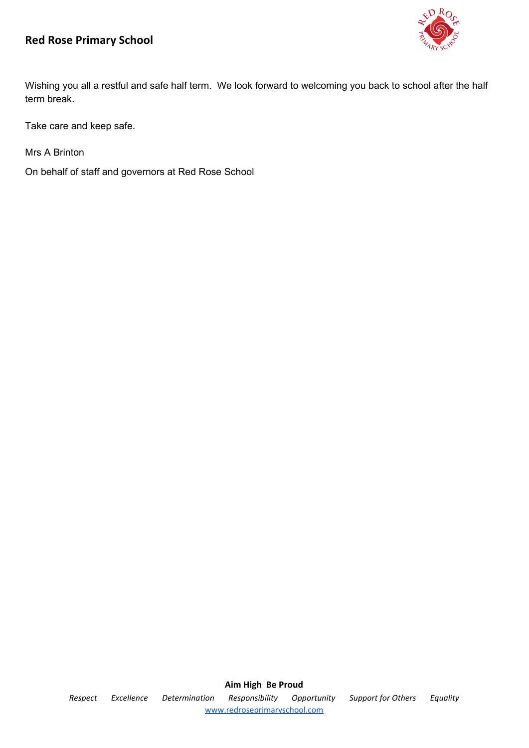Wishing you all a restful and safe half term.  We look forward to welcoming you back to school after the half term break.

Take care and keep safe.

Mrs A Brinton

On behalf of staff and governors at Red Rose School